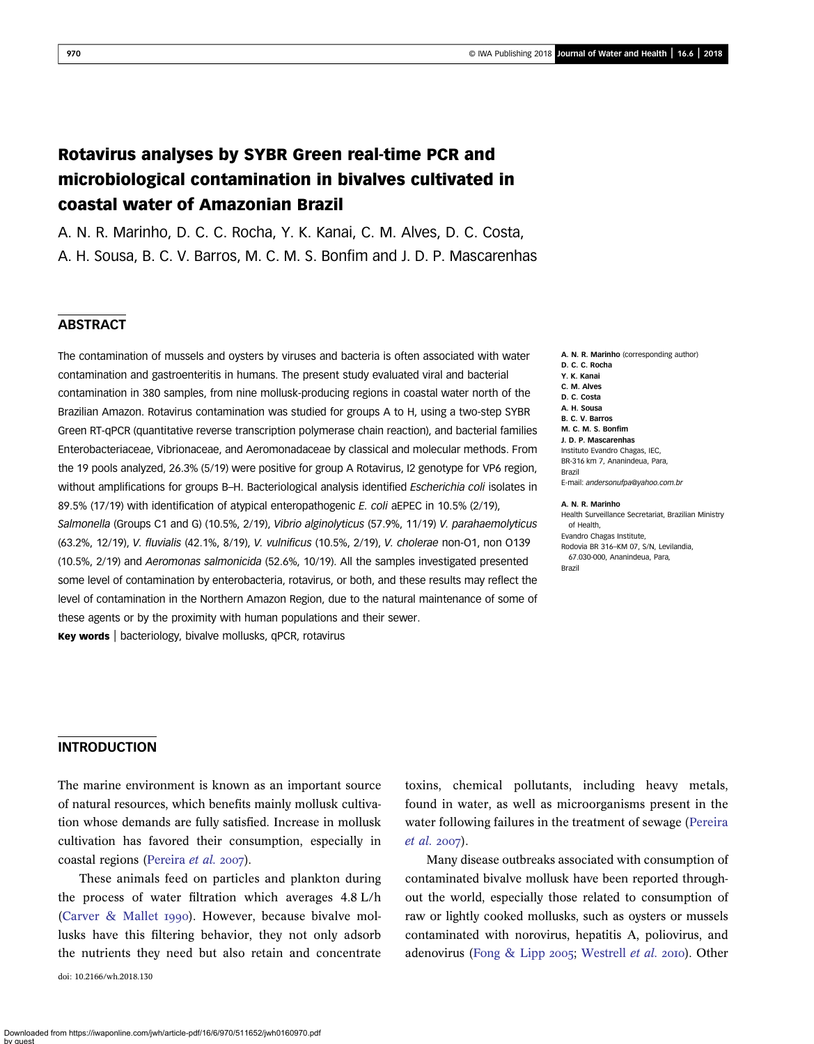# Rotavirus analyses by SYBR Green real-time PCR and microbiological contamination in bivalves cultivated in coastal water of Amazonian Brazil

A. N. R. Marinho, D. C. C. Rocha, Y. K. Kanai, C. M. Alves, D. C. Costa, A. H. Sousa, B. C. V. Barros, M. C. M. S. Bonfim and J. D. P. Mascarenhas

## ABSTRACT

The contamination of mussels and oysters by viruses and bacteria is often associated with water contamination and gastroenteritis in humans. The present study evaluated viral and bacterial contamination in 380 samples, from nine mollusk-producing regions in coastal water north of the Brazilian Amazon. Rotavirus contamination was studied for groups A to H, using a two-step SYBR Green RT-qPCR (quantitative reverse transcription polymerase chain reaction), and bacterial families Enterobacteriaceae, Vibrionaceae, and Aeromonadaceae by classical and molecular methods. From the 19 pools analyzed, 26.3% (5/19) were positive for group A Rotavirus, I2 genotype for VP6 region, without amplifications for groups B–H. Bacteriological analysis identified *Escherichia coli* isolates in 89.5% (17/19) with identification of atypical enteropathogenic *E. coli* aEPEC in 10.5% (2/19), *Salmonella* (Groups C1 and G) (10.5%, 2/19), *Vibrio alginolyticus* (57.9%, 11/19) *V. parahaemolyticus* (63.2%, 12/19), *V. fluvialis* (42.1%, 8/19), *V. vulnificus* (10.5%, 2/19), *V. cholerae* non-O1, non O139 (10.5%, 2/19) and *Aeromonas salmonicida* (52.6%, 10/19). All the samples investigated presented some level of contamination by enterobacteria, rotavirus, or both, and these results may reflect the level of contamination in the Northern Amazon Region, due to the natural maintenance of some of these agents or by the proximity with human populations and their sewer.

**Key words** | bacteriology, bivalve mollusks, qPCR, rotavirus

**A. N. R. Marinho** (corresponding author)
**D. C. C. Rocha**
**Y. K. Kanai**
**C. M. Alves**
**D. C. Costa**
**A. H. Sousa**
**B. C. V. Barros**
**M. C. M. S. Bonfim**
**J. D. P. Mascarenhas**
Instituto Evandro Chagas, IEC,
BR-316 km 7, Ananindeua, Para,
Brazil
E-mail: *andersonufpa@yahoo.com.br*

**A. N. R. Marinho**
Health Surveillance Secretariat, Brazilian Ministry of Health,
Evandro Chagas Institute,
Rodovia BR 316–KM 07, S/N, Levilandia,
67.030-000, Ananindeua, Para,
Brazil

## INTRODUCTION

The marine environment is known as an important source of natural resources, which benefits mainly mollusk cultivation whose demands are fully satisfied. Increase in mollusk cultivation has favored their consumption, especially in coastal regions (Pereira *et al.* 2007).

These animals feed on particles and plankton during the process of water filtration which averages 4.8 L/h (Carver & Mallet 1990). However, because bivalve mollusks have this filtering behavior, they not only adsorb the nutrients they need but also retain and concentrate toxins, chemical pollutants, including heavy metals, found in water, as well as microorganisms present in the water following failures in the treatment of sewage (Pereira *et al.* 2007).

Many disease outbreaks associated with consumption of contaminated bivalve mollusk have been reported throughout the world, especially those related to consumption of raw or lightly cooked mollusks, such as oysters or mussels contaminated with norovirus, hepatitis A, poliovirus, and adenovirus (Fong & Lipp 2005; Westrell *et al.* 2010). Other

doi: 10.2166/wh.2018.130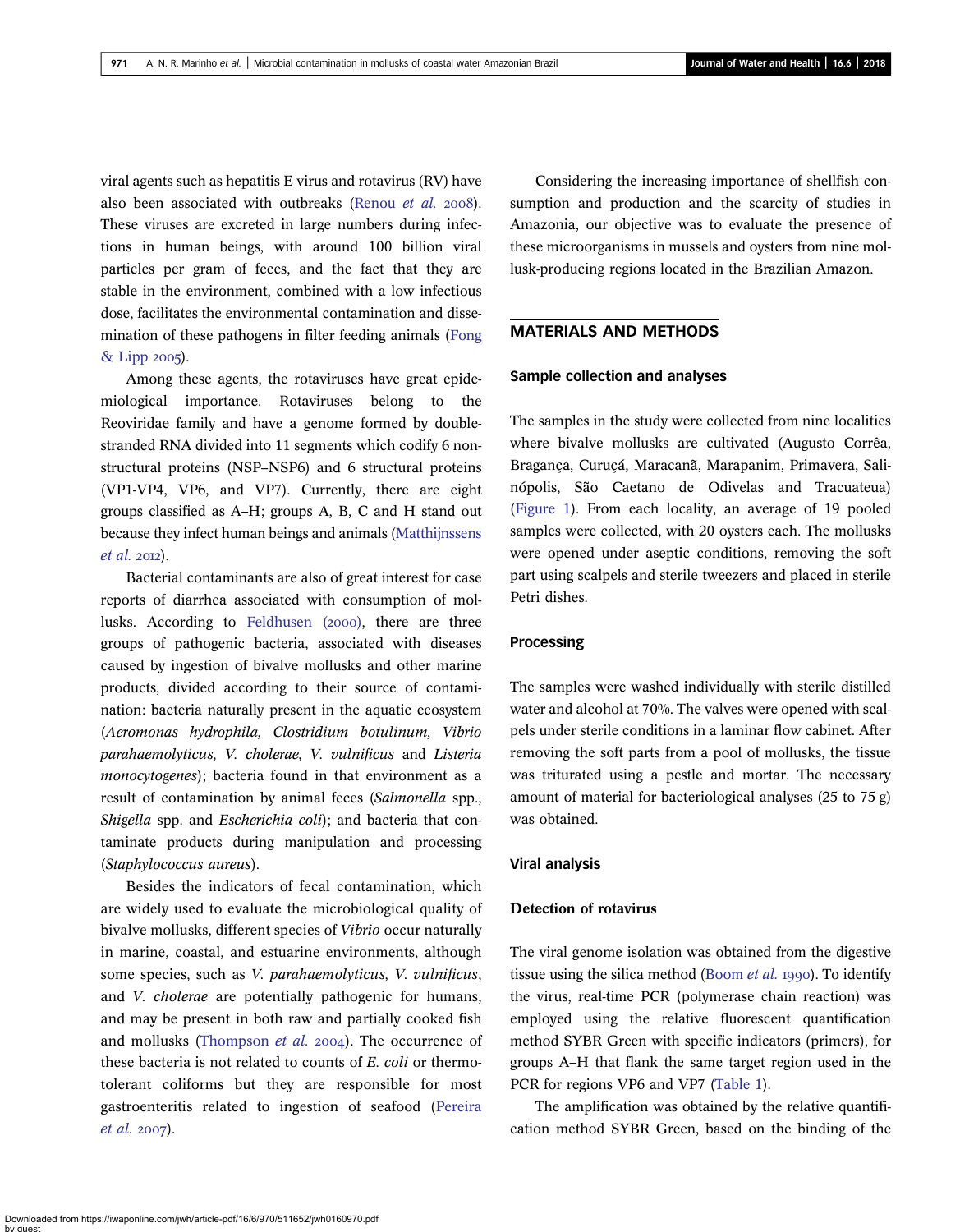viral agents such as hepatitis E virus and rotavirus (RV) have also been associated with outbreaks (Renou *et al.* 2008). These viruses are excreted in large numbers during infections in human beings, with around 100 billion viral particles per gram of feces, and the fact that they are stable in the environment, combined with a low infectious dose, facilitates the environmental contamination and dissemination of these pathogens in filter feeding animals (Fong & Lipp 2005).

Among these agents, the rotaviruses have great epidemiological importance. Rotaviruses belong to the Reoviridae family and have a genome formed by double-stranded RNA divided into 11 segments which codify 6 non-structural proteins (NSP–NSP6) and 6 structural proteins (VP1-VP4, VP6, and VP7). Currently, there are eight groups classified as A–H; groups A, B, C and H stand out because they infect human beings and animals (Matthijnssens *et al.* 2012).

Bacterial contaminants are also of great interest for case reports of diarrhea associated with consumption of mollusks. According to Feldhusen (2000), there are three groups of pathogenic bacteria, associated with diseases caused by ingestion of bivalve mollusks and other marine products, divided according to their source of contamination: bacteria naturally present in the aquatic ecosystem (*Aeromonas hydrophila, Clostridium botulinum, Vibrio parahaemolyticus, V. cholerae, V. vulnificus* and *Listeria monocytogenes*); bacteria found in that environment as a result of contamination by animal feces (*Salmonella* spp., *Shigella* spp. and *Escherichia coli*); and bacteria that contaminate products during manipulation and processing (*Staphylococcus aureus*).

Besides the indicators of fecal contamination, which are widely used to evaluate the microbiological quality of bivalve mollusks, different species of *Vibrio* occur naturally in marine, coastal, and estuarine environments, although some species, such as *V. parahaemolyticus, V. vulnificus*, and *V. cholerae* are potentially pathogenic for humans, and may be present in both raw and partially cooked fish and mollusks (Thompson *et al.* 2004). The occurrence of these bacteria is not related to counts of *E. coli* or thermotolerant coliforms but they are responsible for most gastroenteritis related to ingestion of seafood (Pereira *et al.* 2007).

Considering the increasing importance of shellfish consumption and production and the scarcity of studies in Amazonia, our objective was to evaluate the presence of these microorganisms in mussels and oysters from nine mollusk-producing regions located in the Brazilian Amazon.

## MATERIALS AND METHODS

### Sample collection and analyses

The samples in the study were collected from nine localities where bivalve mollusks are cultivated (Augusto Corrêa, Bragança, Curuçá, Maracanã, Marapanim, Primavera, Salinópolis, São Caetano de Odivelas and Tracuateua) (Figure 1). From each locality, an average of 19 pooled samples were collected, with 20 oysters each. The mollusks were opened under aseptic conditions, removing the soft part using scalpels and sterile tweezers and placed in sterile Petri dishes.

### Processing

The samples were washed individually with sterile distilled water and alcohol at 70%. The valves were opened with scalpels under sterile conditions in a laminar flow cabinet. After removing the soft parts from a pool of mollusks, the tissue was triturated using a pestle and mortar. The necessary amount of material for bacteriological analyses (25 to 75 g) was obtained.

### Viral analysis

#### Detection of rotavirus

The viral genome isolation was obtained from the digestive tissue using the silica method (Boom *et al.* 1990). To identify the virus, real-time PCR (polymerase chain reaction) was employed using the relative fluorescent quantification method SYBR Green with specific indicators (primers), for groups A–H that flank the same target region used in the PCR for regions VP6 and VP7 (Table 1).

The amplification was obtained by the relative quantification method SYBR Green, based on the binding of the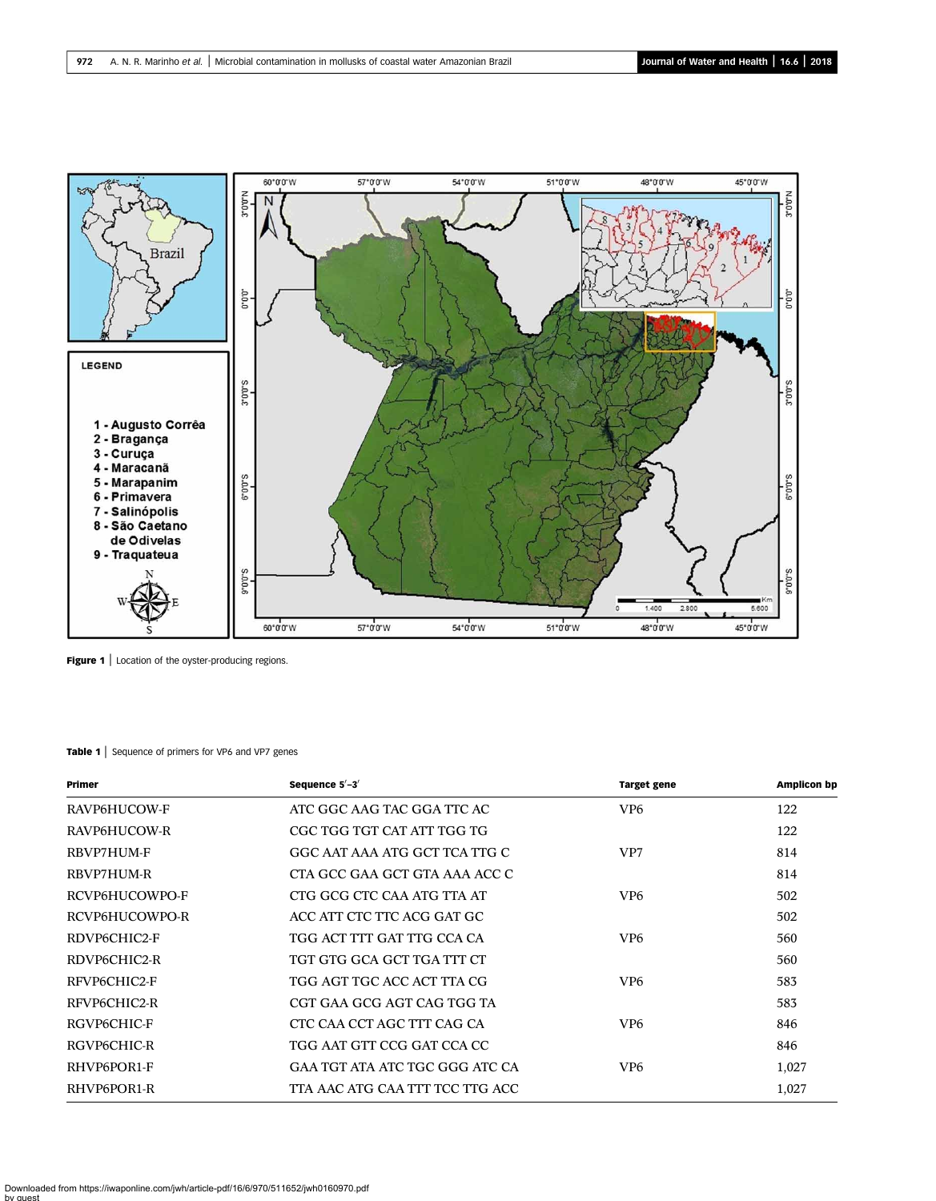Figure 1 | Location of the oyster-producing regions.

Table 1 | Sequence of primers for VP6 and VP7 genes

| Primer | Sequence 5′–3′ | Target gene | Amplicon bp |
|---|---|---|---|
| RAVP6HUCOW-F | ATC GGC AAG TAC GGA TTC AC | VP6 | 122 |
| RAVP6HUCOW-R | CGC TGG TGT CAT ATT TGG TG | | 122 |
| RBVP7HUM-F | GGC AAT AAA ATG GCT TCA TTG C | VP7 | 814 |
| RBVP7HUM-R | CTA GCC GAA GCT GTA AAA ACC C | | 814 |
| RCVP6HUCOWPO-F | CTG GCG CTC CAA ATG TTA AT | VP6 | 502 |
| RCVP6HUCOWPO-R | ACC ATT CTC TTC ACG GAT GC | | 502 |
| RDVP6CHIC2-F | TGG ACT TTT GAT TTG CCA CA | VP6 | 560 |
| RDVP6CHIC2-R | TGT GTG GCA GCT TGA TTT CT | | 560 |
| RFVP6CHIC2-F | TGG AGT TGC ACC ACT TTA CG | VP6 | 583 |
| RFVP6CHIC2-R | CGT GAA GCG AGT CAG TGG TA | | 583 |
| RGVP6CHIC-F | CTC CAA CCT AGC TTT CAG CA | VP6 | 846 |
| RGVP6CHIC-R | TGG AAT GTT CCG GAT CCA CC | | 846 |
| RHVP6POR1-F | GAA TGT ATA ATC TGC GGG ATC CA | VP6 | 1,027 |
| RHVP6POR1-R | TTA AAC ATG CAA TTT TCC TTG ACC | | 1,027 |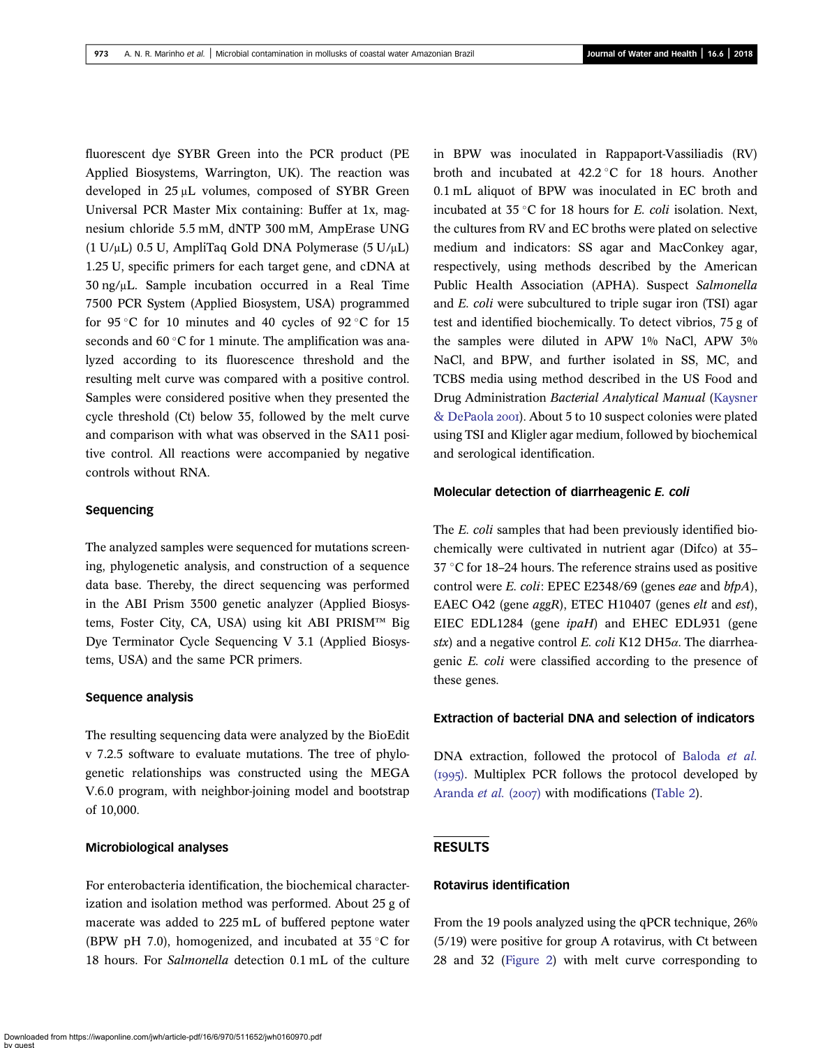fluorescent dye SYBR Green into the PCR product (PE Applied Biosystems, Warrington, UK). The reaction was developed in 25 µL volumes, composed of SYBR Green Universal PCR Master Mix containing: Buffer at 1x, magnesium chloride 5.5 mM, dNTP 300 mM, AmpErase UNG (1 U/µL) 0.5 U, AmpliTaq Gold DNA Polymerase (5 U/µL) 1.25 U, specific primers for each target gene, and cDNA at 30 ng/µL. Sample incubation occurred in a Real Time 7500 PCR System (Applied Biosystem, USA) programmed for 95 °C for 10 minutes and 40 cycles of 92 °C for 15 seconds and 60 °C for 1 minute. The amplification was analyzed according to its fluorescence threshold and the resulting melt curve was compared with a positive control. Samples were considered positive when they presented the cycle threshold (Ct) below 35, followed by the melt curve and comparison with what was observed in the SA11 positive control. All reactions were accompanied by negative controls without RNA.

### Sequencing

The analyzed samples were sequenced for mutations screening, phylogenetic analysis, and construction of a sequence data base. Thereby, the direct sequencing was performed in the ABI Prism 3500 genetic analyzer (Applied Biosystems, Foster City, CA, USA) using kit ABI PRISM™ Big Dye Terminator Cycle Sequencing V 3.1 (Applied Biosystems, USA) and the same PCR primers.

### Sequence analysis

The resulting sequencing data were analyzed by the BioEdit v 7.2.5 software to evaluate mutations. The tree of phylogenetic relationships was constructed using the MEGA V.6.0 program, with neighbor-joining model and bootstrap of 10,000.

### Microbiological analyses

For enterobacteria identification, the biochemical characterization and isolation method was performed. About 25 g of macerate was added to 225 mL of buffered peptone water (BPW pH 7.0), homogenized, and incubated at 35 °C for 18 hours. For *Salmonella* detection 0.1 mL of the culture in BPW was inoculated in Rappaport-Vassiliadis (RV) broth and incubated at 42.2 °C for 18 hours. Another 0.1 mL aliquot of BPW was inoculated in EC broth and incubated at 35 °C for 18 hours for *E. coli* isolation. Next, the cultures from RV and EC broths were plated on selective medium and indicators: SS agar and MacConkey agar, respectively, using methods described by the American Public Health Association (APHA). Suspect *Salmonella* and *E. coli* were subcultured to triple sugar iron (TSI) agar test and identified biochemically. To detect vibrios, 75 g of the samples were diluted in APW 1% NaCl, APW 3% NaCl, and BPW, and further isolated in SS, MC, and TCBS media using method described in the US Food and Drug Administration *Bacterial Analytical Manual* (Kaysner & DePaola 2001). About 5 to 10 suspect colonies were plated using TSI and Kligler agar medium, followed by biochemical and serological identification.

### Molecular detection of diarrheagenic *E. coli*

The *E. coli* samples that had been previously identified biochemically were cultivated in nutrient agar (Difco) at 35–37 °C for 18–24 hours. The reference strains used as positive control were *E. coli*: EPEC E2348/69 (genes *eae* and *bfpA*), EAEC O42 (gene *aggR*), ETEC H10407 (genes *elt* and *est*), EIEC EDL1284 (gene *ipaH*) and EHEC EDL931 (gene *stx*) and a negative control *E. coli* K12 DH5α. The diarrheagenic *E. coli* were classified according to the presence of these genes.

### Extraction of bacterial DNA and selection of indicators

DNA extraction, followed the protocol of Baloda *et al.* (1995). Multiplex PCR follows the protocol developed by Aranda *et al.* (2007) with modifications (Table 2).

## RESULTS

### Rotavirus identification

From the 19 pools analyzed using the qPCR technique, 26% (5/19) were positive for group A rotavirus, with Ct between 28 and 32 (Figure 2) with melt curve corresponding to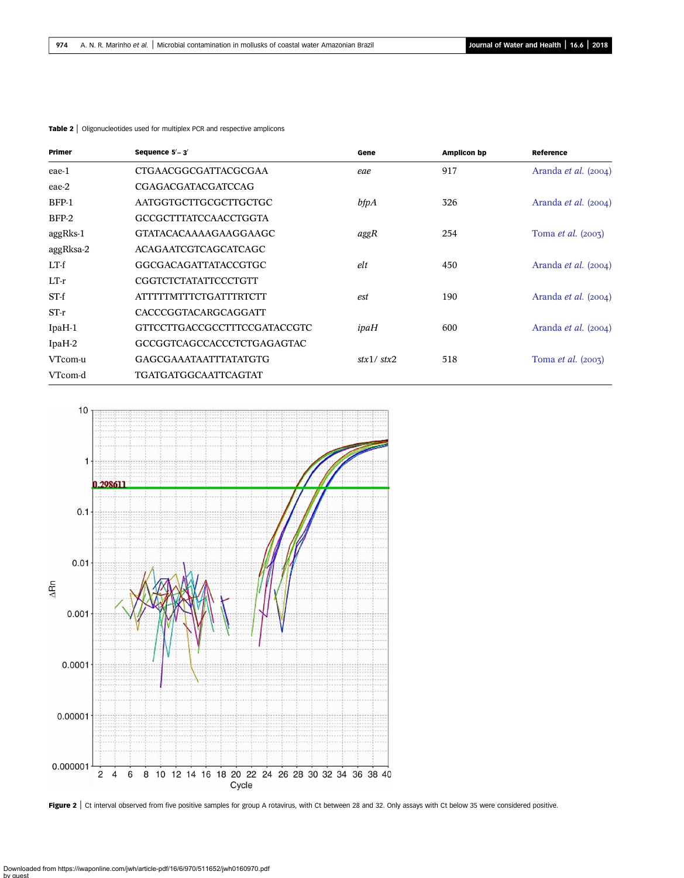**Table 2** | Oligonucleotides used for multiplex PCR and respective amplicons

| Primer | Sequence 5′– 3′ | Gene | Amplicon bp | Reference |
|---|---|---|---|---|
| eae-1 | CTGAACGGCGATTACGCGAA | *eae* | 917 | Aranda *et al.* (2004) |
| eae-2 | CGAGACGATACGATCCAG | | | |
| BFP-1 | AATGGTGCTTGCGCTTGCTGC | *bfpA* | 326 | Aranda *et al.* (2004) |
| BFP-2 | GCCGCTTTATCCAACCTGGTA | | | |
| aggRks-1 | GTATACACAAAAGAAGGAAGC | *aggR* | 254 | Toma *et al.* (2003) |
| aggRksa-2 | ACAGAATCGTCAGCATCAGC | | | |
| LT-f | GGCGACAGATTATACCGTGC | *elt* | 450 | Aranda *et al.* (2004) |
| LT-r | CGGTCTCTATATTCCCTGTT | | | |
| ST-f | ATTTTTMTTTCTGATTTRTCTT | *est* | 190 | Aranda *et al.* (2004) |
| ST-r | CACCCGGTACARGCAGGATT | | | |
| IpaH-1 | GTTCCTTGACCGCCTTTCCGATACCGTC | *ipaH* | 600 | Aranda *et al.* (2004) |
| IpaH-2 | GCCGGTCAGCCACCCTCTGAGAGTAC | | | |
| VTcom-u | GAGCGAAATAATTTATATGTG | *stx1*/ *stx2* | 518 | Toma *et al.* (2003) |
| VTcom-d | TGATGATGGCAATTCAGTAT | | | |

**Figure 2** | Ct interval observed from five positive samples for group A rotavirus, with Ct between 28 and 32. Only assays with Ct below 35 were considered positive.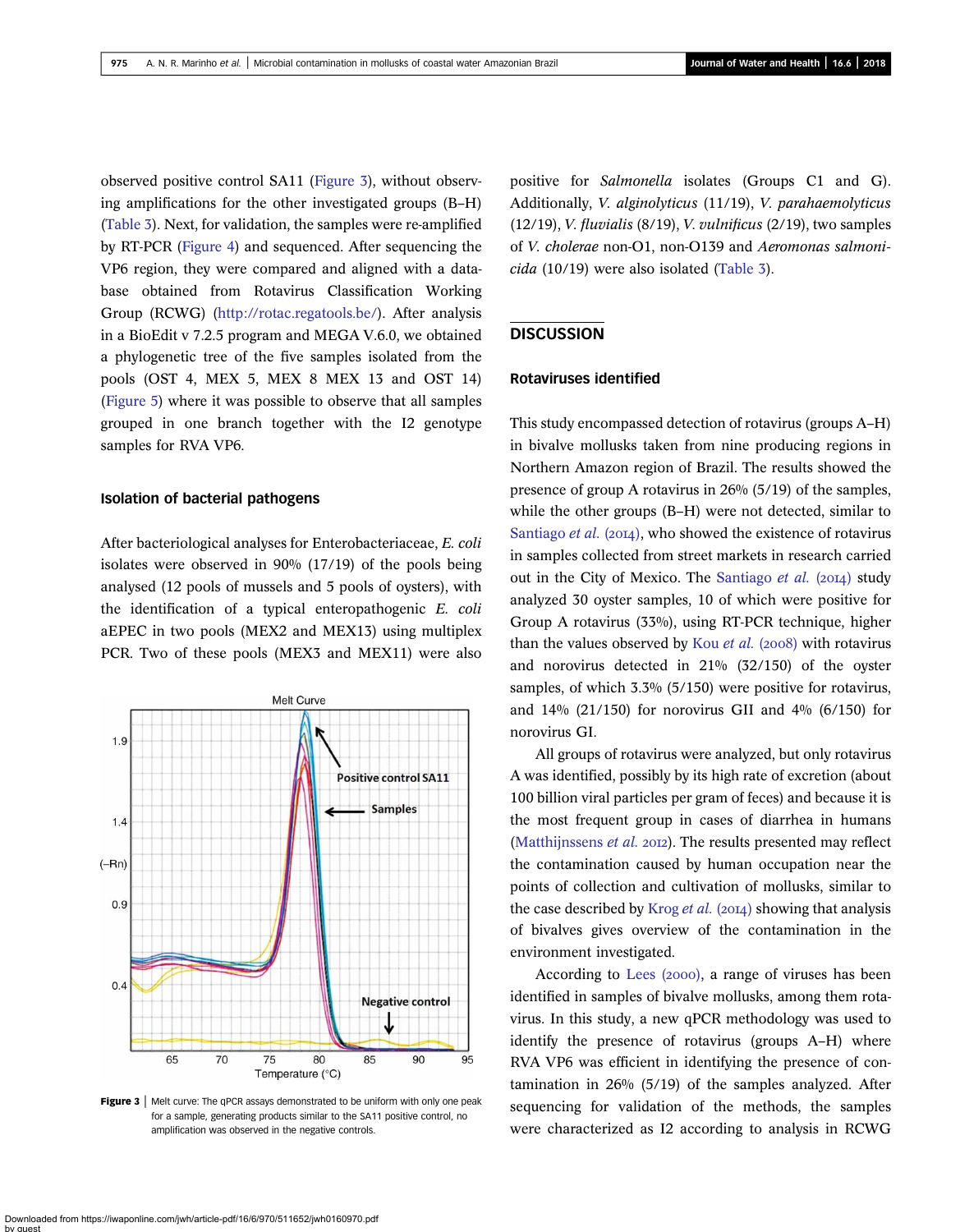observed positive control SA11 (Figure 3), without observing amplifications for the other investigated groups (B–H) (Table 3). Next, for validation, the samples were re-amplified by RT-PCR (Figure 4) and sequenced. After sequencing the VP6 region, they were compared and aligned with a database obtained from Rotavirus Classification Working Group (RCWG) (http://rotac.regatools.be/). After analysis in a BioEdit v 7.2.5 program and MEGA V.6.0, we obtained a phylogenetic tree of the five samples isolated from the pools (OST 4, MEX 5, MEX 8 MEX 13 and OST 14) (Figure 5) where it was possible to observe that all samples grouped in one branch together with the I2 genotype samples for RVA VP6.

### Isolation of bacterial pathogens

After bacteriological analyses for Enterobacteriaceae, *E. coli* isolates were observed in 90% (17/19) of the pools being analysed (12 pools of mussels and 5 pools of oysters), with the identification of a typical enteropathogenic *E. coli* aEPEC in two pools (MEX2 and MEX13) using multiplex PCR. Two of these pools (MEX3 and MEX11) were also positive for *Salmonella* isolates (Groups C1 and G). Additionally, *V. alginolyticus* (11/19), *V. parahaemolyticus* (12/19), *V. fluvialis* (8/19), *V. vulnificus* (2/19), two samples of *V. cholerae* non-O1, non-O139 and *Aeromonas salmonicida* (10/19) were also isolated (Table 3).

**Figure 3** | Melt curve: The qPCR assays demonstrated to be uniform with only one peak for a sample, generating products similar to the SA11 positive control, no amplification was observed in the negative controls.

## DISCUSSION

### Rotaviruses identified

This study encompassed detection of rotavirus (groups A–H) in bivalve mollusks taken from nine producing regions in Northern Amazon region of Brazil. The results showed the presence of group A rotavirus in 26% (5/19) of the samples, while the other groups (B–H) were not detected, similar to Santiago *et al.* (2014), who showed the existence of rotavirus in samples collected from street markets in research carried out in the City of Mexico. The Santiago *et al.* (2014) study analyzed 30 oyster samples, 10 of which were positive for Group A rotavirus (33%), using RT-PCR technique, higher than the values observed by Kou *et al.* (2008) with rotavirus and norovirus detected in 21% (32/150) of the oyster samples, of which 3.3% (5/150) were positive for rotavirus, and 14% (21/150) for norovirus GII and 4% (6/150) for norovirus GI.

All groups of rotavirus were analyzed, but only rotavirus A was identified, possibly by its high rate of excretion (about 100 billion viral particles per gram of feces) and because it is the most frequent group in cases of diarrhea in humans (Matthijnssens *et al.* 2012). The results presented may reflect the contamination caused by human occupation near the points of collection and cultivation of mollusks, similar to the case described by Krog *et al.* (2014) showing that analysis of bivalves gives overview of the contamination in the environment investigated.

According to Lees (2000), a range of viruses has been identified in samples of bivalve mollusks, among them rotavirus. In this study, a new qPCR methodology was used to identify the presence of rotavirus (groups A–H) where RVA VP6 was efficient in identifying the presence of contamination in 26% (5/19) of the samples analyzed. After sequencing for validation of the methods, the samples were characterized as I2 according to analysis in RCWG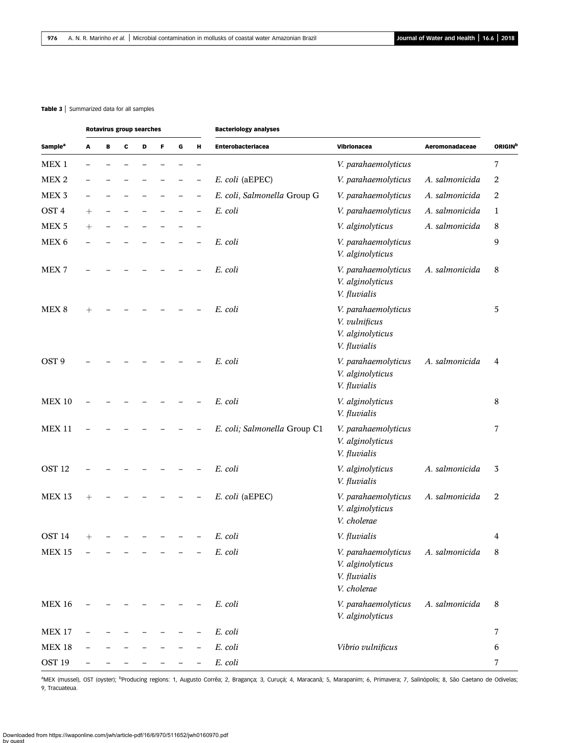**Table 3** | Summarized data for all samples

| Sample[a] | Rotavirus group searches | | | | | | | Bacteriology analyses | | | ORIGIN[b] |
|---|---|---|---|---|---|---|---|---|---|---|---|
| | A | B | C | D | F | G | H | Enterobacteriacea | Vibrionacea | Aeromonadaceae | |
| MEX 1 | – | – | – | – | – | – | – | | *V. parahaemolyticus* | | 7 |
| MEX 2 | – | – | – | – | – | – | – | *E. coli* (aEPEC) | *V. parahaemolyticus* | *A. salmonicida* | 2 |
| MEX 3 | – | – | – | – | – | – | – | *E. coli*, *Salmonella* Group G | *V. parahaemolyticus* | *A. salmonicida* | 2 |
| OST 4 | + | – | – | – | – | – | – | *E. coli* | *V. parahaemolyticus* | *A. salmonicida* | 1 |
| MEX 5 | + | – | – | – | – | – | – | | *V. alginolyticus* | *A. salmonicida* | 8 |
| MEX 6 | – | – | – | – | – | – | – | *E. coli* | *V. parahaemolyticus*<br>*V. alginolyticus* | | 9 |
| MEX 7 | – | – | – | – | – | – | – | *E. coli* | *V. parahaemolyticus*<br>*V. alginolyticus*<br>*V. fluvialis* | *A. salmonicida* | 8 |
| MEX 8 | + | – | – | – | – | – | – | *E. coli* | *V. parahaemolyticus*<br>*V. vulnificus*<br>*V. alginolyticus*<br>*V. fluvialis* | | 5 |
| OST 9 | – | – | – | – | – | – | – | *E. coli* | *V. parahaemolyticus*<br>*V. alginolyticus*<br>*V. fluvialis* | *A. salmonicida* | 4 |
| MEX 10 | – | – | – | – | – | – | – | *E. coli* | *V. alginolyticus*<br>*V. fluvialis* | | 8 |
| MEX 11 | – | – | – | – | – | – | – | *E. coli*; *Salmonella* Group C1 | *V. parahaemolyticus*<br>*V. alginolyticus*<br>*V. fluvialis* | | 7 |
| OST 12 | – | – | – | – | – | – | – | *E. coli* | *V. alginolyticus*<br>*V. fluvialis* | *A. salmonicida* | 3 |
| MEX 13 | + | – | – | – | – | – | – | *E. coli* (aEPEC) | *V. parahaemolyticus*<br>*V. alginolyticus*<br>*V. cholerae* | *A. salmonicida* | 2 |
| OST 14 | + | – | – | – | – | – | – | *E. coli* | *V. fluvialis* | | 4 |
| MEX 15 | – | – | – | – | – | – | – | *E. coli* | *V. parahaemolyticus*<br>*V. alginolyticus*<br>*V. fluvialis*<br>*V. cholerae* | *A. salmonicida* | 8 |
| MEX 16 | – | – | – | – | – | – | – | *E. coli* | *V. parahaemolyticus*<br>*V. alginolyticus* | *A. salmonicida* | 8 |
| MEX 17 | – | – | – | – | – | – | – | *E. coli* | | | 7 |
| MEX 18 | – | – | – | – | – | – | – | *E. coli* | *Vibrio vulnificus* | | 6 |
| OST 19 | – | – | – | – | – | – | – | *E. coli* | | | 7 |

[a]MEX (mussel), OST (oyster); [b]Producing regions: 1, Augusto Corrêa; 2, Bragança; 3, Curuçá; 4, Maracanã; 5, Marapanim; 6, Primavera; 7, Salinópolis; 8, São Caetano de Odivelas; 9, Tracuateua.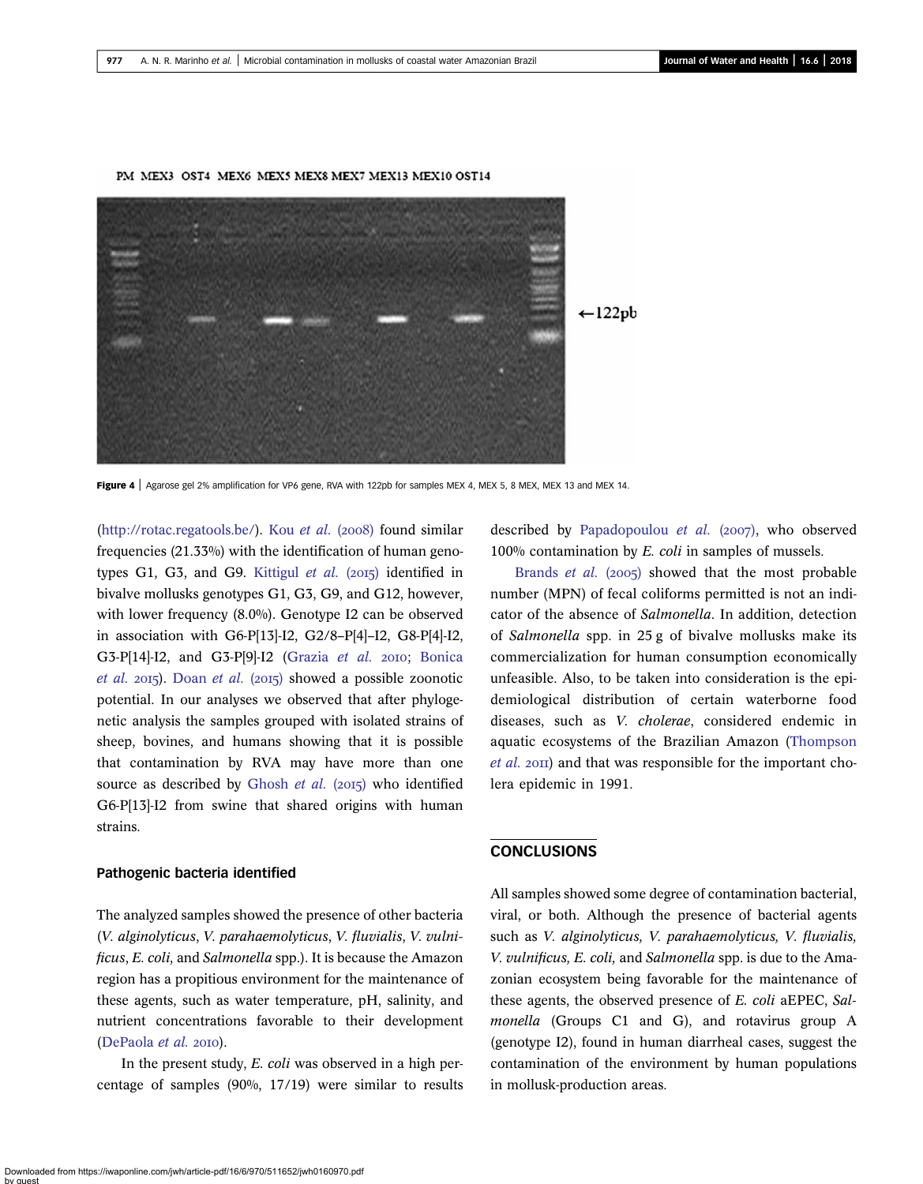Figure 4 | Agarose gel 2% amplification for VP6 gene, RVA with 122pb for samples MEX 4, MEX 5, 8 MEX, MEX 13 and MEX 14.

(http://rotac.regatools.be/). Kou *et al.* (2008) found similar frequencies (21.33%) with the identification of human genotypes G1, G3, and G9. Kittigul *et al.* (2015) identified in bivalve mollusks genotypes G1, G3, G9, and G12, however, with lower frequency (8.0%). Genotype I2 can be observed in association with G6-P[13]-I2, G2/8–P[4]–I2, G8-P[4]-I2, G3-P[14]-I2, and G3-P[9]-I2 (Grazia *et al.* 2010; Bonica *et al.* 2015). Doan *et al.* (2015) showed a possible zoonotic potential. In our analyses we observed that after phylogenetic analysis the samples grouped with isolated strains of sheep, bovines, and humans showing that it is possible that contamination by RVA may have more than one source as described by Ghosh *et al.* (2015) who identified G6-P[13]-I2 from swine that shared origins with human strains.

### Pathogenic bacteria identified

The analyzed samples showed the presence of other bacteria (*V. alginolyticus*, *V. parahaemolyticus*, *V. fluvialis*, *V. vulnificus*, *E. coli,* and *Salmonella* spp.). It is because the Amazon region has a propitious environment for the maintenance of these agents, such as water temperature, pH, salinity, and nutrient concentrations favorable to their development (DePaola *et al.* 2010).

In the present study, *E. coli* was observed in a high percentage of samples (90%, 17/19) were similar to results described by Papadopoulou *et al.* (2007), who observed 100% contamination by *E. coli* in samples of mussels.

Brands *et al.* (2005) showed that the most probable number (MPN) of fecal coliforms permitted is not an indicator of the absence of *Salmonella*. In addition, detection of *Salmonella* spp. in 25 g of bivalve mollusks make its commercialization for human consumption economically unfeasible. Also, to be taken into consideration is the epidemiological distribution of certain waterborne food diseases, such as *V. cholerae*, considered endemic in aquatic ecosystems of the Brazilian Amazon (Thompson *et al.* 2011) and that was responsible for the important cholera epidemic in 1991.

## CONCLUSIONS

All samples showed some degree of contamination bacterial, viral, or both. Although the presence of bacterial agents such as *V. alginolyticus, V. parahaemolyticus, V. fluvialis, V. vulnificus, E. coli,* and *Salmonella* spp. is due to the Amazonian ecosystem being favorable for the maintenance of these agents, the observed presence of *E. coli* aEPEC, *Salmonella* (Groups C1 and G), and rotavirus group A (genotype I2), found in human diarrheal cases, suggest the contamination of the environment by human populations in mollusk-production areas.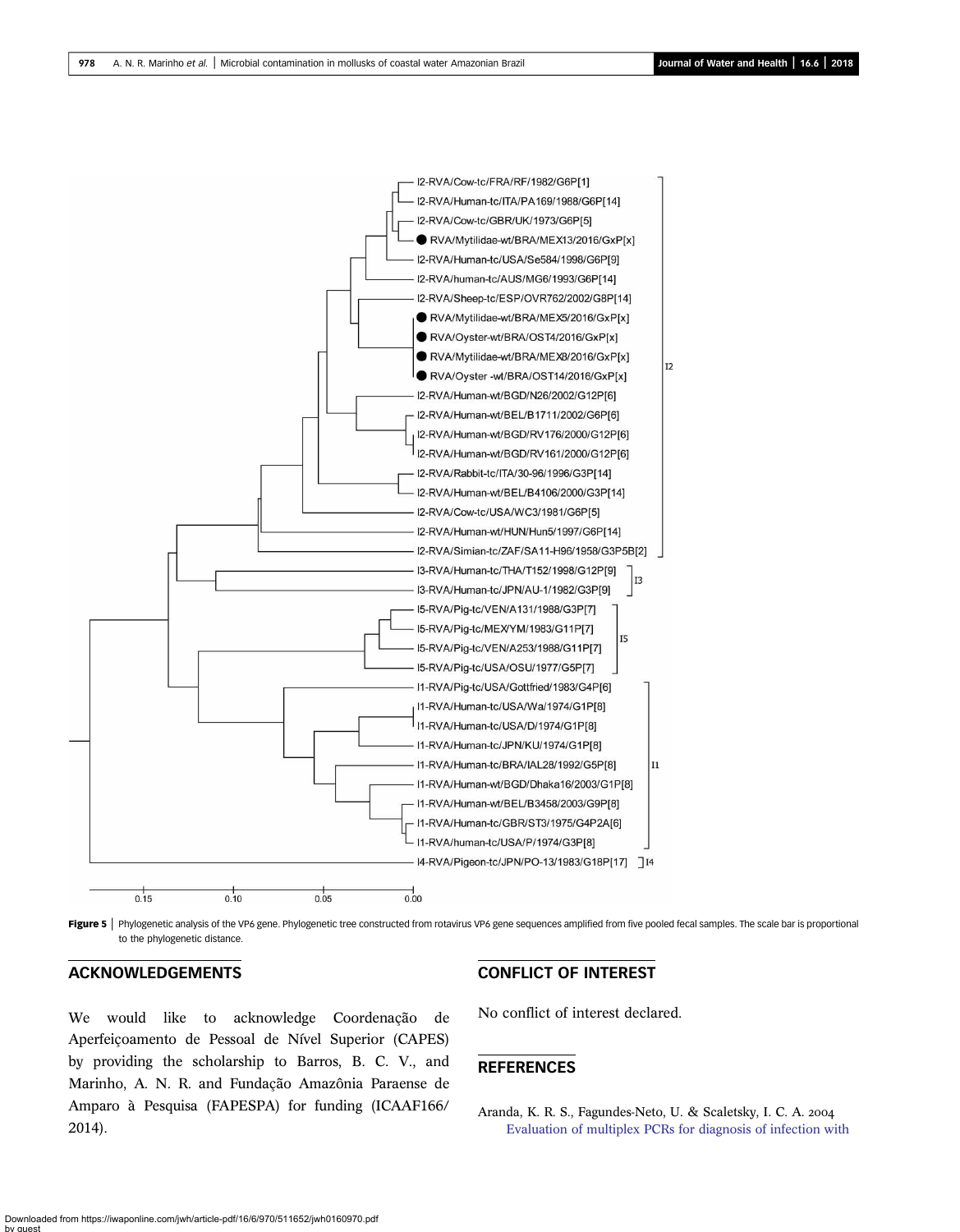**Figure 5** | Phylogenetic analysis of the VP6 gene. Phylogenetic tree constructed from rotavirus VP6 gene sequences amplified from five pooled fecal samples. The scale bar is proportional to the phylogenetic distance.

## ACKNOWLEDGEMENTS

We would like to acknowledge Coordenação de Aperfeiçoamento de Pessoal de Nível Superior (CAPES) by providing the scholarship to Barros, B. C. V., and Marinho, A. N. R. and Fundação Amazônia Paraense de Amparo à Pesquisa (FAPESPA) for funding (ICAAF166/2014).

## CONFLICT OF INTEREST

No conflict of interest declared.

## REFERENCES

Aranda, K. R. S., Fagundes-Neto, U. & Scaletsky, I. C. A. 2004 Evaluation of multiplex PCRs for diagnosis of infection with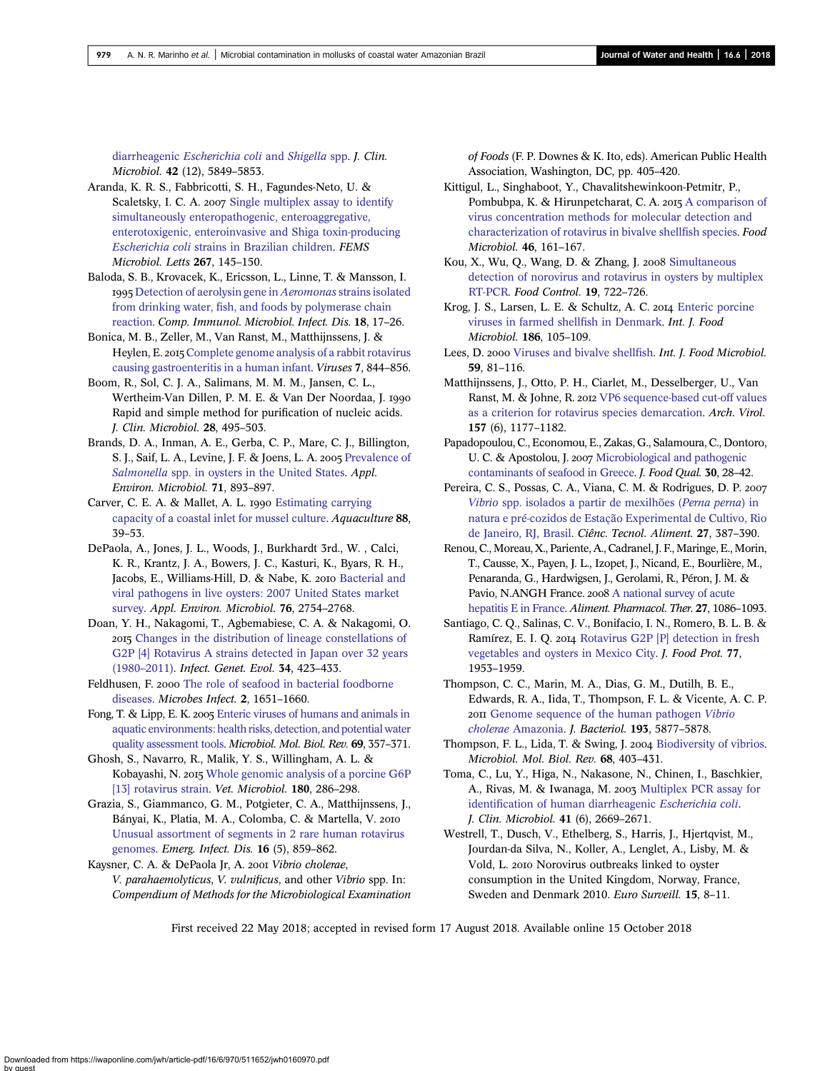diarrheagenic *Escherichia coli* and *Shigella* spp. *J. Clin. Microbiol.* **42** (12), 5849–5853.

Aranda, K. R. S., Fabbricotti, S. H., Fagundes-Neto, U. & Scaletsky, I. C. A. 2007 Single multiplex assay to identify simultaneously enteropathogenic, enteroaggregative, enterotoxigenic, enteroinvasive and Shiga toxin-producing *Escherichia coli* strains in Brazilian children. *FEMS Microbiol. Letts* **267**, 145–150.

Baloda, S. B., Krovacek, K., Ericsson, L., Linne, T. & Mansson, I. 1995 Detection of aerolysin gene in *Aeromonas* strains isolated from drinking water, fish, and foods by polymerase chain reaction. *Comp. Immunol. Microbiol. Infect. Dis.* **18**, 17–26.

Bonica, M. B., Zeller, M., Van Ranst, M., Matthijnssens, J. & Heylen, E. 2015 Complete genome analysis of a rabbit rotavirus causing gastroenteritis in a human infant. *Viruses* **7**, 844–856.

Boom, R., Sol, C. J. A., Salimans, M. M. M., Jansen, C. L., Wertheim-Van Dillen, P. M. E. & Van Der Noordaa, J. 1990 Rapid and simple method for purification of nucleic acids. *J. Clin. Microbiol.* **28**, 495–503.

Brands, D. A., Inman, A. E., Gerba, C. P., Mare, C. J., Billington, S. J., Saif, L. A., Levine, J. F. & Joens, L. A. 2005 Prevalence of *Salmonella* spp. in oysters in the United States. *Appl. Environ. Microbiol.* **71**, 893–897.

Carver, C. E. A. & Mallet, A. L. 1990 Estimating carrying capacity of a coastal inlet for mussel culture. *Aquaculture* **88**, 39–53.

DePaola, A., Jones, J. L., Woods, J., Burkhardt 3rd., W. , Calci, K. R., Krantz, J. A., Bowers, J. C., Kasturi, K., Byars, R. H., Jacobs, E., Williams-Hill, D. & Nabe, K. 2010 Bacterial and viral pathogens in live oysters: 2007 United States market survey. *Appl. Environ. Microbiol.* **76**, 2754–2768.

Doan, Y. H., Nakagomi, T., Agbemabiese, C. A. & Nakagomi, O. 2015 Changes in the distribution of lineage constellations of G2P [4] Rotavirus A strains detected in Japan over 32 years (1980–2011). *Infect. Genet. Evol.* **34**, 423–433.

Feldhusen, F. 2000 The role of seafood in bacterial foodborne diseases. *Microbes Infect.* **2**, 1651–1660.

Fong, T. & Lipp, E. K. 2005 Enteric viruses of humans and animals in aquatic environments: health risks, detection, and potential water quality assessment tools. *Microbiol. Mol. Biol. Rev.* **69**, 357–371.

Ghosh, S., Navarro, R., Malik, Y. S., Willingham, A. L. & Kobayashi, N. 2015 Whole genomic analysis of a porcine G6P [13] rotavirus strain. *Vet. Microbiol.* **180**, 286–298.

Grazia, S., Giammanco, G. M., Potgieter, C. A., Matthijnssens, J., Bányai, K., Platia, M. A., Colomba, C. & Martella, V. 2010 Unusual assortment of segments in 2 rare human rotavirus genomes. *Emerg. Infect. Dis.* **16** (5), 859–862.

Kaysner, C. A. & DePaola Jr, A. 2001 *Vibrio cholerae, V. parahaemolyticus, V. vulnificus*, and other *Vibrio* spp. In: *Compendium of Methods for the Microbiological Examination of Foods* (F. P. Downes & K. Ito, eds). American Public Health Association, Washington, DC, pp. 405–420.

Kittigul, L., Singhaboot, Y., Chavalitshewinkoon-Petmitr, P., Pombubpa, K. & Hirunpetcharat, C. A. 2015 A comparison of virus concentration methods for molecular detection and characterization of rotavirus in bivalve shellfish species. *Food Microbiol.* **46**, 161–167.

Kou, X., Wu, Q., Wang, D. & Zhang, J. 2008 Simultaneous detection of norovirus and rotavirus in oysters by multiplex RT-PCR. *Food Control.* **19**, 722–726.

Krog, J. S., Larsen, L. E. & Schultz, A. C. 2014 Enteric porcine viruses in farmed shellfish in Denmark. *Int. J. Food Microbiol.* **186**, 105–109.

Lees, D. 2000 Viruses and bivalve shellfish. *Int. J. Food Microbiol.* **59**, 81–116.

Matthijnssens, J., Otto, P. H., Ciarlet, M., Desselberger, U., Van Ranst, M. & Johne, R. 2012 VP6 sequence-based cut-off values as a criterion for rotavirus species demarcation. *Arch. Virol.* **157** (6), 1177–1182.

Papadopoulou, C., Economou, E., Zakas, G., Salamoura, C., Dontoro, U. C. & Apostolou, J. 2007 Microbiological and pathogenic contaminants of seafood in Greece. *J. Food Qual.* **30**, 28–42.

Pereira, C. S., Possas, C. A., Viana, C. M. & Rodrigues, D. P. 2007 *Vibrio* spp. isolados a partir de mexilhões (*Perna perna*) in natura e pré-cozidos de Estação Experimental de Cultivo, Rio de Janeiro, RJ, Brasil. *Ciênc. Tecnol. Aliment.* **27**, 387–390.

Renou, C., Moreau, X., Pariente, A., Cadranel, J. F., Maringe, E., Morin, T., Causse, X., Payen, J. L., Izopet, J., Nicand, E., Bourlière, M., Penaranda, G., Hardwigsen, J., Gerolami, R., Péron, J. M. & Pavio, N.ANGH France. 2008 A national survey of acute hepatitis E in France. *Aliment. Pharmacol. Ther.* **27**, 1086–1093.

Santiago, C. Q., Salinas, C. V., Bonifacio, I. N., Romero, B. L. B. & Ramírez, E. I. Q. 2014 Rotavirus G2P [P] detection in fresh vegetables and oysters in Mexico City. *J. Food Prot.* **77**, 1953–1959.

Thompson, C. C., Marin, M. A., Dias, G. M., Dutilh, B. E., Edwards, R. A., Iida, T., Thompson, F. L. & Vicente, A. C. P. 2011 Genome sequence of the human pathogen *Vibrio cholerae* Amazonia. *J. Bacteriol.* **193**, 5877–5878.

Thompson, F. L., Lida, T. & Swing, J. 2004 Biodiversity of vibrios. *Microbiol. Mol. Biol. Rev.* **68**, 403–431.

Toma, C., Lu, Y., Higa, N., Nakasone, N., Chinen, I., Baschkier, A., Rivas, M. & Iwanaga, M. 2003 Multiplex PCR assay for identification of human diarrheagenic *Escherichia coli*. *J. Clin. Microbiol.* **41** (6), 2669–2671.

Westrell, T., Dusch, V., Ethelberg, S., Harris, J., Hjertqvist, M., Jourdan-da Silva, N., Koller, A., Lenglet, A., Lisby, M. & Vold, L. 2010 Norovirus outbreaks linked to oyster consumption in the United Kingdom, Norway, France, Sweden and Denmark 2010. *Euro Surveill.* **15**, 8–11.

First received 22 May 2018; accepted in revised form 17 August 2018. Available online 15 October 2018